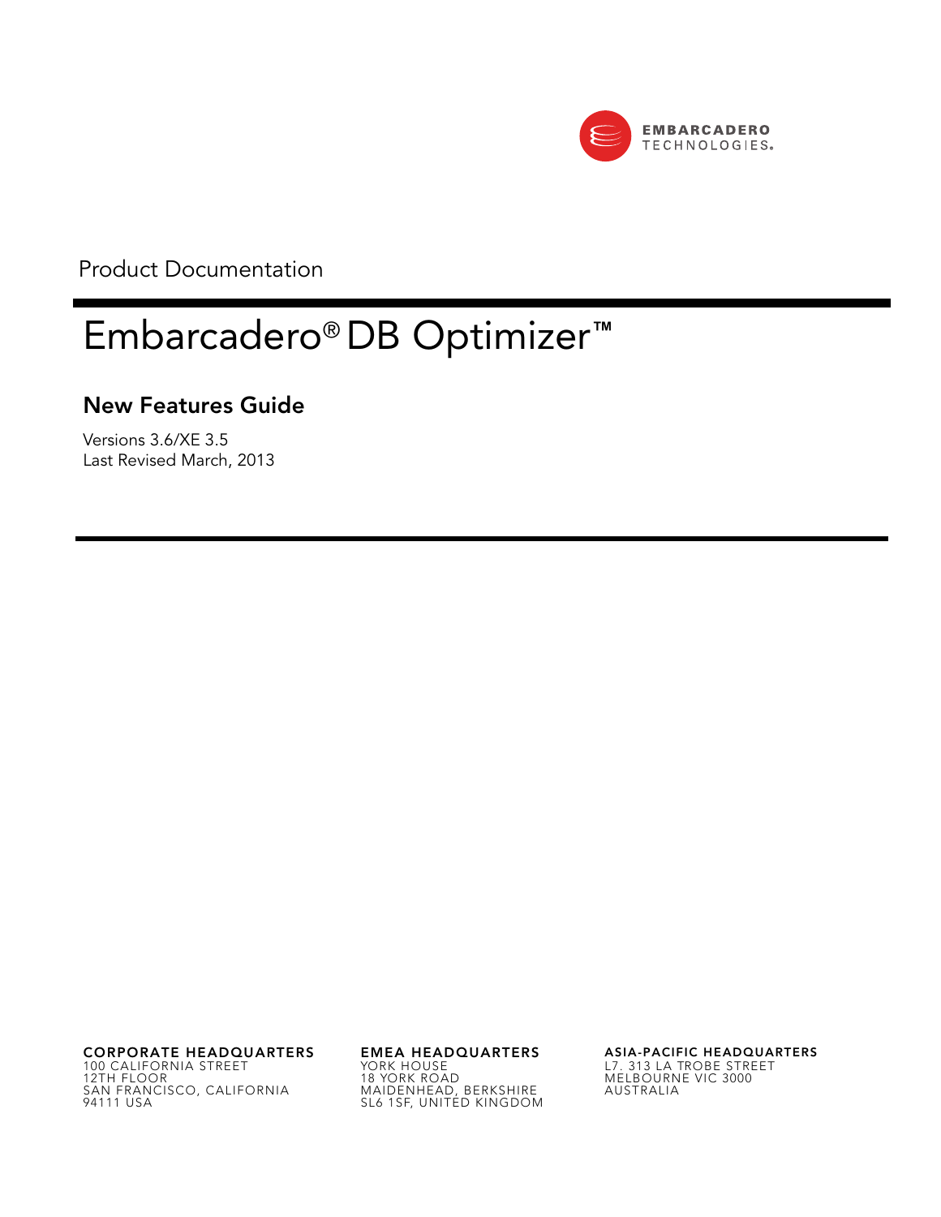EMBARCADERO TECHNOLOGIES

Product Documentation

# Embarcadero® DB Optimizer™

## New Features Guide

Versions 3.6/XE 3.5
Last Revised March, 2013

**CORPORATE HEADQUARTERS**
100 CALIFORNIA STREET
12TH FLOOR
SAN FRANCISCO, CALIFORNIA
94111 USA

**EMEA HEADQUARTERS**
YORK HOUSE
18 YORK ROAD
MAIDENHEAD, BERKSHIRE
SL6 1SF, UNITED KINGDOM

**ASIA-PACIFIC HEADQUARTERS**
L7. 313 LA TROBE STREET
MELBOURNE VIC 3000
AUSTRALIA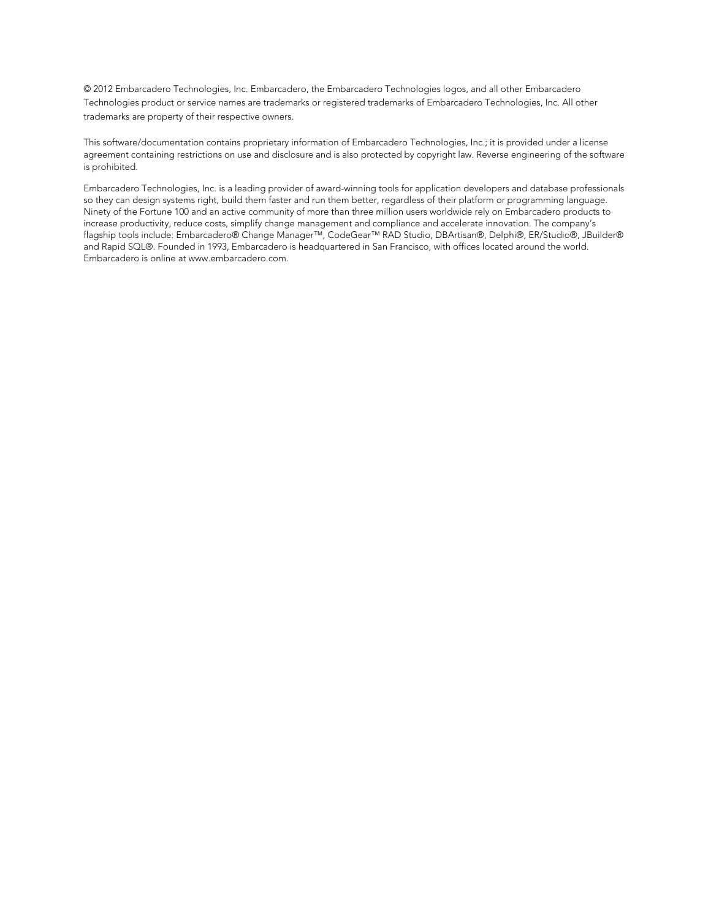© 2012 Embarcadero Technologies, Inc. Embarcadero, the Embarcadero Technologies logos, and all other Embarcadero Technologies product or service names are trademarks or registered trademarks of Embarcadero Technologies, Inc. All other trademarks are property of their respective owners.

This software/documentation contains proprietary information of Embarcadero Technologies, Inc.; it is provided under a license agreement containing restrictions on use and disclosure and is also protected by copyright law. Reverse engineering of the software is prohibited.

Embarcadero Technologies, Inc. is a leading provider of award-winning tools for application developers and database professionals so they can design systems right, build them faster and run them better, regardless of their platform or programming language. Ninety of the Fortune 100 and an active community of more than three million users worldwide rely on Embarcadero products to increase productivity, reduce costs, simplify change management and compliance and accelerate innovation. The company's flagship tools include: Embarcadero® Change Manager™, CodeGear™ RAD Studio, DBArtisan®, Delphi®, ER/Studio®, JBuilder® and Rapid SQL®. Founded in 1993, Embarcadero is headquartered in San Francisco, with offices located around the world. Embarcadero is online at www.embarcadero.com.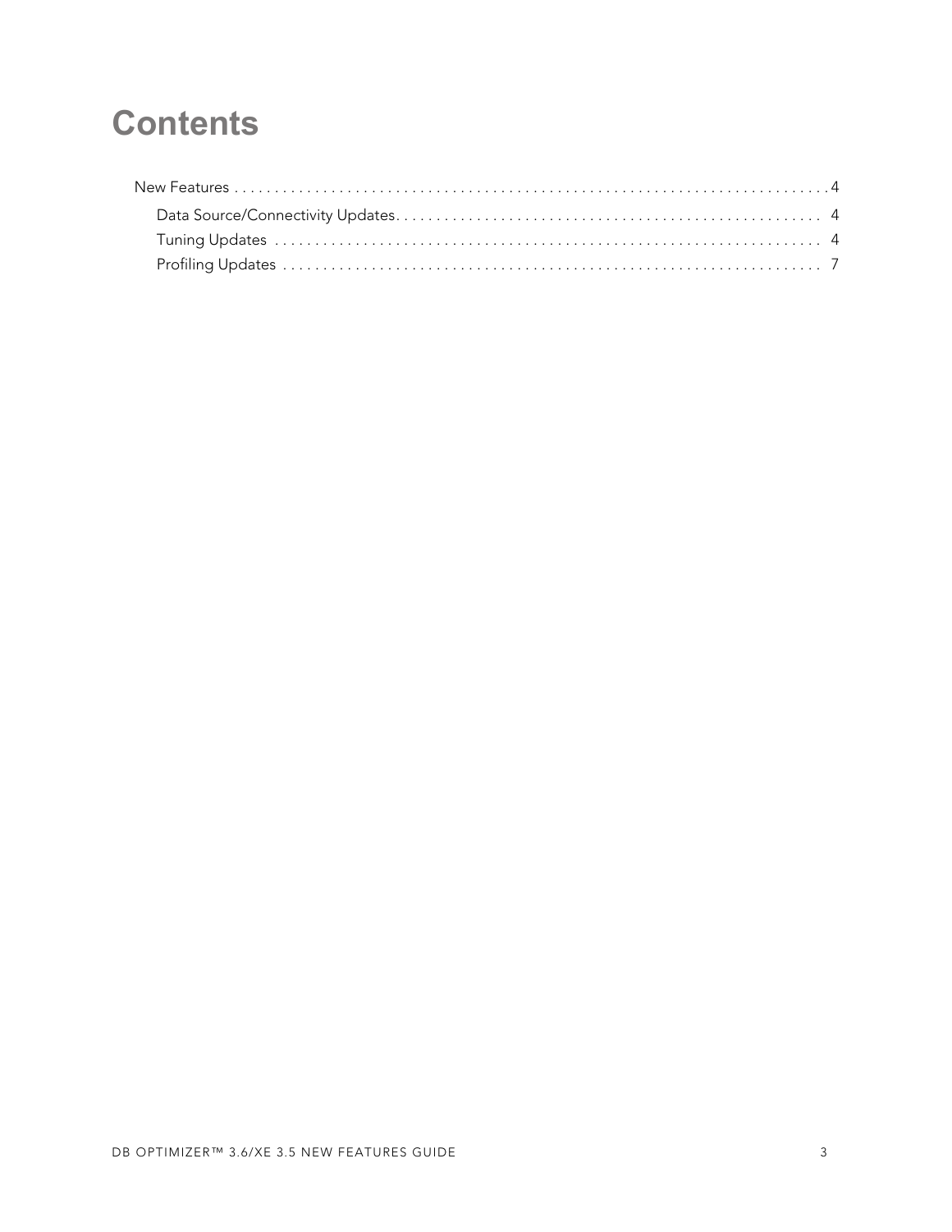# Contents

New Features . . . . . . . . . . . . . . . . . . . . . . . . . . . . . . . . . . . . . . . . . . . . . . . . . . . . . . . . . . . . . . . . . . . . . . . . . 4

- Data Source/Connectivity Updates . . . . . . . . . . . . . . . . . . . . . . . . . . . . . . . . . . . . . . . . . . . . . . . . . . 4
- Tuning Updates . . . . . . . . . . . . . . . . . . . . . . . . . . . . . . . . . . . . . . . . . . . . . . . . . . . . . . . . . . . . . . . . . 4
- Profiling Updates . . . . . . . . . . . . . . . . . . . . . . . . . . . . . . . . . . . . . . . . . . . . . . . . . . . . . . . . . . . . . . . . 7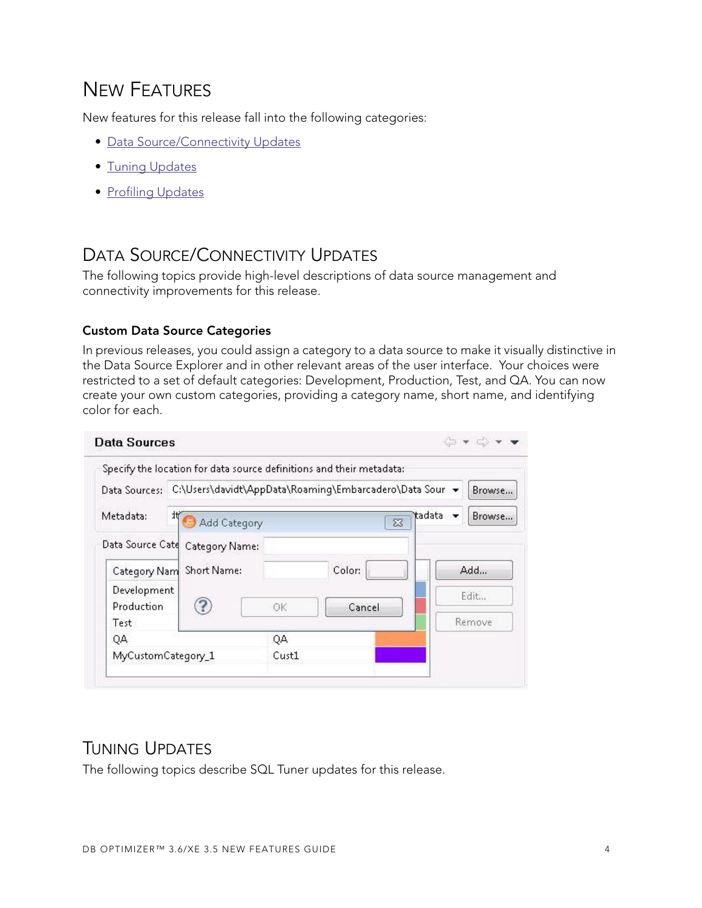# New Features

New features for this release fall into the following categories:

- Data Source/Connectivity Updates
- Tuning Updates
- Profiling Updates

## Data Source/Connectivity Updates

The following topics provide high-level descriptions of data source management and connectivity improvements for this release.

### Custom Data Source Categories

In previous releases, you could assign a category to a data source to make it visually distinctive in the Data Source Explorer and in other relevant areas of the user interface. Your choices were restricted to a set of default categories: Development, Production, Test, and QA. You can now create your own custom categories, providing a category name, short name, and identifying color for each.

## Tuning Updates

The following topics describe SQL Tuner updates for this release.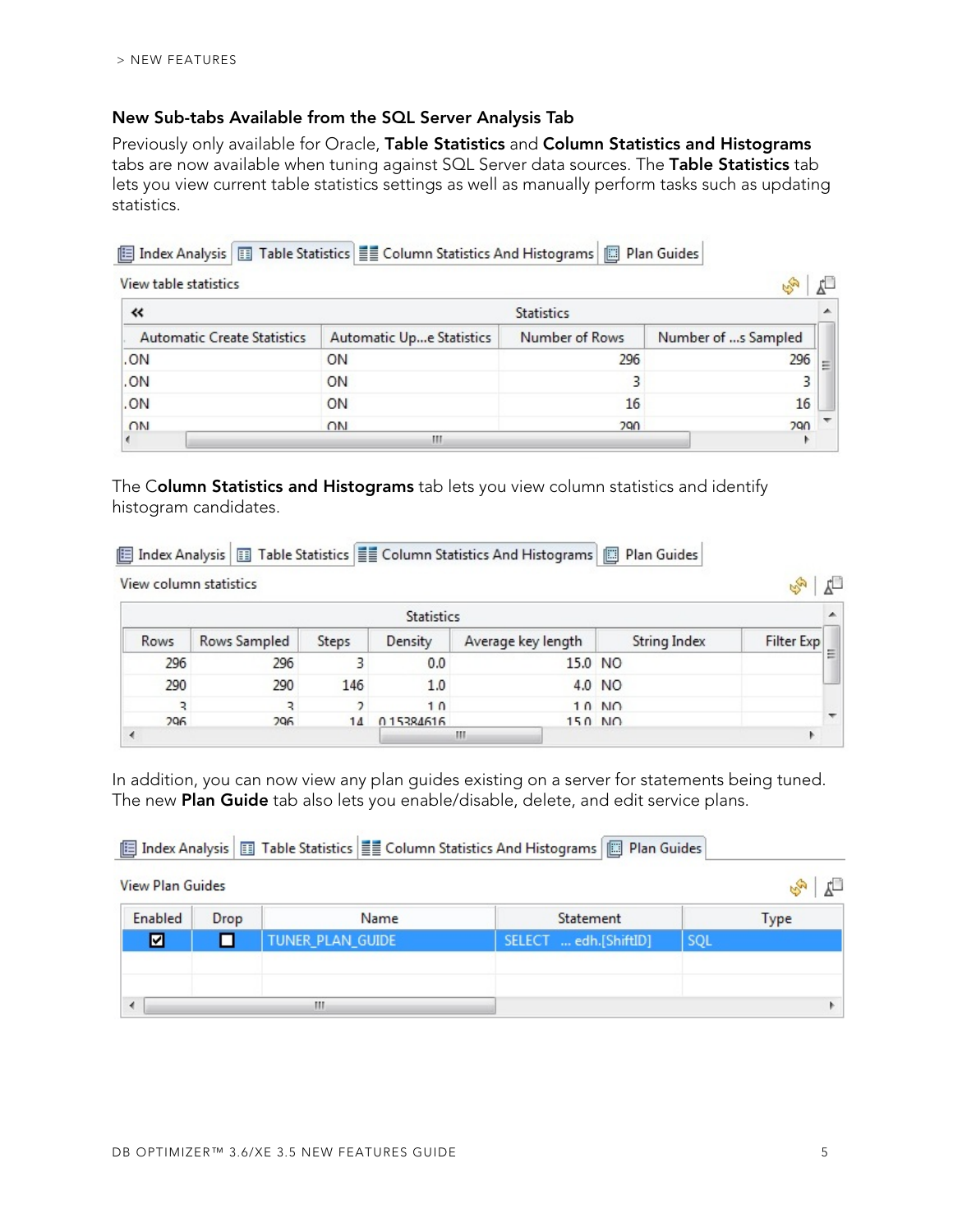### New Sub-tabs Available from the SQL Server Analysis Tab

Previously only available for Oracle, **Table Statistics** and **Column Statistics and Histograms** tabs are now available when tuning against SQL Server data sources. The **Table Statistics** tab lets you view current table statistics settings as well as manually perform tasks such as updating statistics.

Index Analysis | Table Statistics | Column Statistics And Histograms | Plan Guides

View table statistics

| Statistics | | | |
|---|---|---|---|
| Automatic Create Statistics | Automatic Up...e Statistics | Number of Rows | Number of ...s Sampled |
| ON | ON | 296 | 296 |
| ON | ON | 3 | 3 |
| ON | ON | 16 | 16 |
| ON | ON | 290 | 290 |

The C**olumn Statistics and Histograms** tab lets you view column statistics and identify histogram candidates.

Index Analysis | Table Statistics | Column Statistics And Histograms | Plan Guides

View column statistics

| Statistics | | | | | | |
|---|---|---|---|---|---|---|
| Rows | Rows Sampled | Steps | Density | Average key length | String Index | Filter Exp |
| 296 | 296 | 3 | 0.0 | 15.0 | NO | |
| 290 | 290 | 146 | 1.0 | 4.0 | NO | |
| 3 | 3 | 2 | 1.0 | 1.0 | NO | |
| 296 | 296 | 14 | 0.15384616 | 15.0 | NO | |

In addition, you can now view any plan guides existing on a server for statements being tuned. The new **Plan Guide** tab also lets you enable/disable, delete, and edit service plans.

Index Analysis | Table Statistics | Column Statistics And Histograms | Plan Guides

View Plan Guides

| Enabled | Drop | Name | Statement | Type |
|---|---|---|---|---|
| ☑ | ☐ | TUNER_PLAN_GUIDE | SELECT ... edh.[ShiftID] | SQL |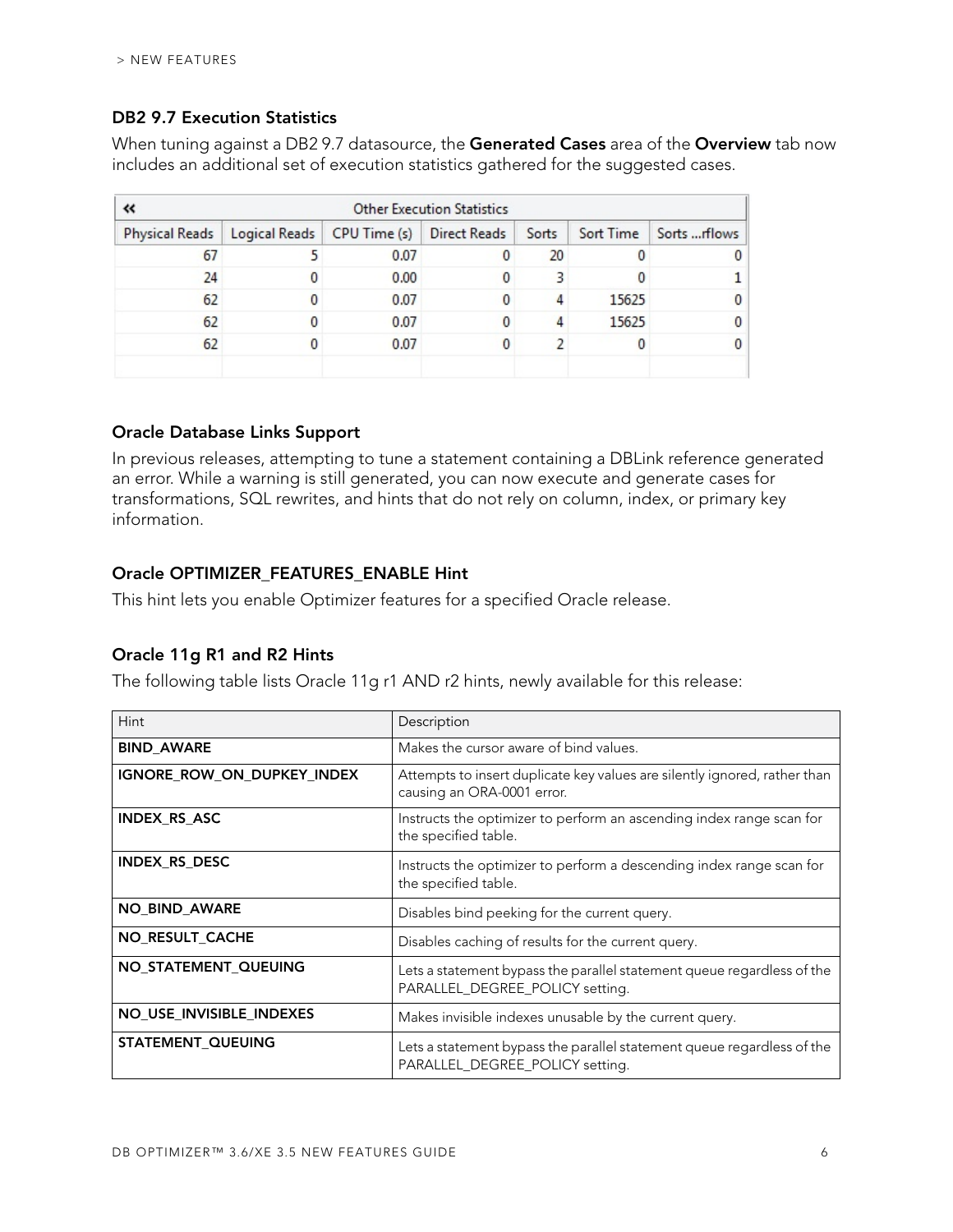### DB2 9.7 Execution Statistics

When tuning against a DB2 9.7 datasource, the **Generated Cases** area of the **Overview** tab now includes an additional set of execution statistics gathered for the suggested cases.

| « Other Execution Statistics | | | | | | |
|---|---|---|---|---|---|---|
| Physical Reads | Logical Reads | CPU Time (s) | Direct Reads | Sorts | Sort Time | Sorts ...rflows |
| 67 | 5 | 0.07 | 0 | 20 | 0 | 0 |
| 24 | 0 | 0.00 | 0 | 3 | 0 | 1 |
| 62 | 0 | 0.07 | 0 | 4 | 15625 | 0 |
| 62 | 0 | 0.07 | 0 | 4 | 15625 | 0 |
| 62 | 0 | 0.07 | 0 | 2 | 0 | 0 |

### Oracle Database Links Support

In previous releases, attempting to tune a statement containing a DBLink reference generated an error. While a warning is still generated, you can now execute and generate cases for transformations, SQL rewrites, and hints that do not rely on column, index, or primary key information.

### Oracle OPTIMIZER_FEATURES_ENABLE Hint

This hint lets you enable Optimizer features for a specified Oracle release.

### Oracle 11g R1 and R2 Hints

The following table lists Oracle 11g r1 AND r2 hints, newly available for this release:

| Hint | Description |
|---|---|
| **BIND_AWARE** | Makes the cursor aware of bind values. |
| **IGNORE_ROW_ON_DUPKEY_INDEX** | Attempts to insert duplicate key values are silently ignored, rather than causing an ORA-0001 error. |
| **INDEX_RS_ASC** | Instructs the optimizer to perform an ascending index range scan for the specified table. |
| **INDEX_RS_DESC** | Instructs the optimizer to perform a descending index range scan for the specified table. |
| **NO_BIND_AWARE** | Disables bind peeking for the current query. |
| **NO_RESULT_CACHE** | Disables caching of results for the current query. |
| **NO_STATEMENT_QUEUING** | Lets a statement bypass the parallel statement queue regardless of the PARALLEL_DEGREE_POLICY setting. |
| **NO_USE_INVISIBLE_INDEXES** | Makes invisible indexes unusable by the current query. |
| **STATEMENT_QUEUING** | Lets a statement bypass the parallel statement queue regardless of the PARALLEL_DEGREE_POLICY setting. |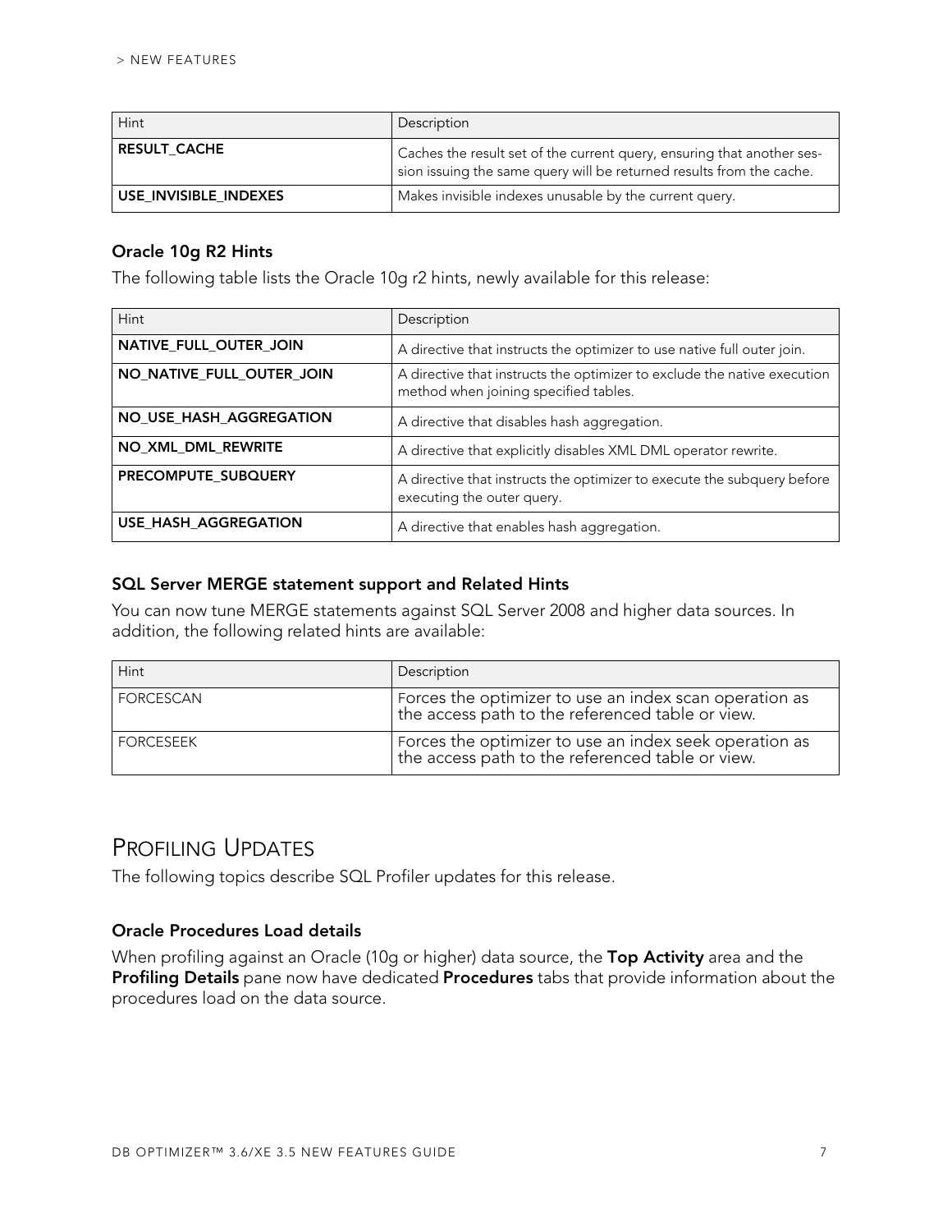| Hint | Description |
| --- | --- |
| **RESULT_CACHE** | Caches the result set of the current query, ensuring that another session issuing the same query will be returned results from the cache. |
| **USE_INVISIBLE_INDEXES** | Makes invisible indexes unusable by the current query. |

### Oracle 10g R2 Hints

The following table lists the Oracle 10g r2 hints, newly available for this release:

| Hint | Description |
| --- | --- |
| **NATIVE_FULL_OUTER_JOIN** | A directive that instructs the optimizer to use native full outer join. |
| **NO_NATIVE_FULL_OUTER_JOIN** | A directive that instructs the optimizer to exclude the native execution method when joining specified tables. |
| **NO_USE_HASH_AGGREGATION** | A directive that disables hash aggregation. |
| **NO_XML_DML_REWRITE** | A directive that explicitly disables XML DML operator rewrite. |
| **PRECOMPUTE_SUBQUERY** | A directive that instructs the optimizer to execute the subquery before executing the outer query. |
| **USE_HASH_AGGREGATION** | A directive that enables hash aggregation. |

### SQL Server MERGE statement support and Related Hints

You can now tune MERGE statements against SQL Server 2008 and higher data sources. In addition, the following related hints are available:

| Hint | Description |
| --- | --- |
| FORCESCAN | Forces the optimizer to use an index scan operation as the access path to the referenced table or view. |
| FORCESEEK | Forces the optimizer to use an index seek operation as the access path to the referenced table or view. |

## Profiling Updates

The following topics describe SQL Profiler updates for this release.

### Oracle Procedures Load details

When profiling against an Oracle (10g or higher) data source, the **Top Activity** area and the **Profiling Details** pane now have dedicated **Procedures** tabs that provide information about the procedures load on the data source.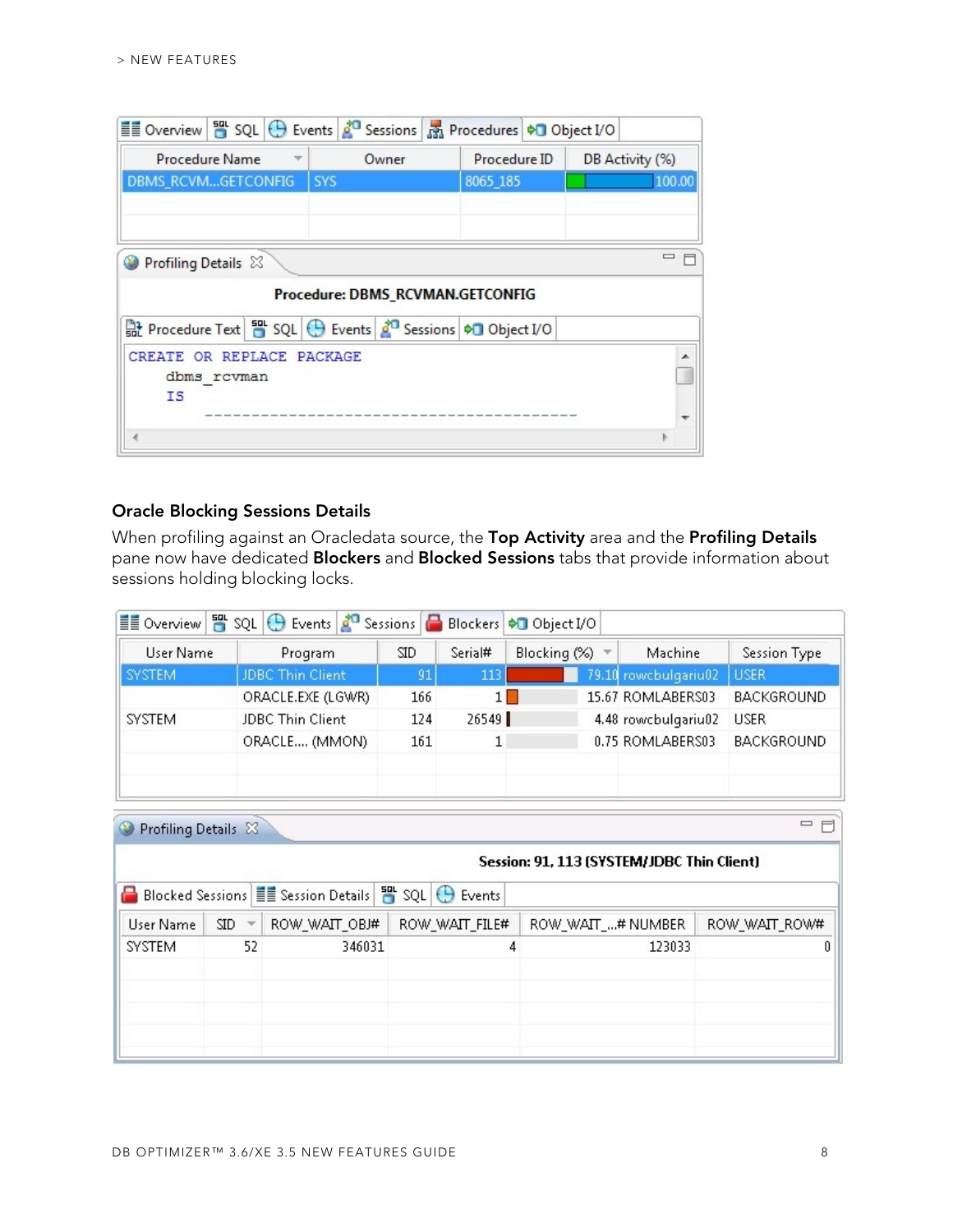| Procedure Name | Owner | Procedure ID | DB Activity (%) |
|---|---|---|---|
| DBMS_RCVM...GETCONFIG | SYS | 8065_185 | 100.00 |

Profiling Details

**Procedure: DBMS_RCVMAN.GETCONFIG**

Procedure Text | SQL | Events | Sessions | Object I/O

```
CREATE OR REPLACE PACKAGE
    dbms_rcvman
    IS
        ----------------------------------------
```

### Oracle Blocking Sessions Details

When profiling against an Oracledata source, the **Top Activity** area and the **Profiling Details** pane now have dedicated **Blockers** and **Blocked Sessions** tabs that provide information about sessions holding blocking locks.

Overview | SQL | Events | Sessions | Blockers | Object I/O

| User Name | Program | SID | Serial# | Blocking (%) | Machine | Session Type |
|---|---|---|---|---|---|---|
| SYSTEM | JDBC Thin Client | 91 | 113 | 79.10 | rowcbulgariu02 | USER |
| | ORACLE.EXE (LGWR) | 166 | 1 | 15.67 | ROMLABERS03 | BACKGROUND |
| SYSTEM | JDBC Thin Client | 124 | 26549 | 4.48 | rowcbulgariu02 | USER |
| | ORACLE.... (MMON) | 161 | 1 | 0.75 | ROMLABERS03 | BACKGROUND |

Profiling Details

**Session: 91, 113 (SYSTEM/JDBC Thin Client)**

Blocked Sessions | Session Details | SQL | Events

| User Name | SID | ROW_WAIT_OBJ# | ROW_WAIT_FILE# | ROW_WAIT_...# NUMBER | ROW_WAIT_ROW# |
|---|---|---|---|---|---|
| SYSTEM | 52 | 346031 | 4 | 123033 | 0 |